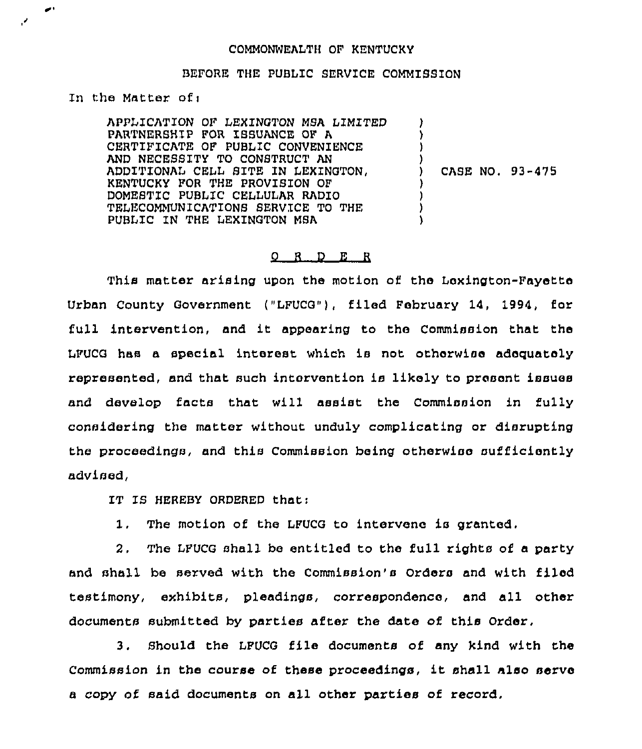COMMONWEALTH OF KENTUCKY

BEFORE THE PUBLIC SERVICE COMMISSION

In the Matter of:

| | | |
|---|---|---|
| APPLICATION OF LEXINGTON MSA LIMITED PARTNERSHIP FOR ISSUANCE OF A CERTIFICATE OF PUBLIC CONVENIENCE AND NECESSITY TO CONSTRUCT AN ADDITIONAL CELL SITE IN LEXINGTON, KENTUCKY FOR THE PROVISION OF DOMESTIC PUBLIC CELLULAR RADIO TELECOMMUNICATIONS SERVICE TO THE PUBLIC IN THE LEXINGTON MSA | ) | CASE NO. 93-475 |

## O R D E R

This matter arising upon the motion of the Lexington-Fayette Urban County Government ("LFUCG"), filed February 14, 1994, for full intervention, and it appearing to the Commission that the LFUCG has a special interest which is not otherwise adequately represented, and that such intervention is likely to present issues and develop facts that will assist the Commission in fully considering the matter without unduly complicating or disrupting the proceedings, and this Commission being otherwise sufficiently advised,

IT IS HEREBY ORDERED that:

1. The motion of the LFUCG to intervene is granted.

2. The LFUCG shall be entitled to the full rights of a party and shall be served with the Commission's Orders and with filed testimony, exhibits, pleadings, correspondence, and all other documents submitted by parties after the date of this Order.

3. Should the LFUCG file documents of any kind with the Commission in the course of these proceedings, it shall also serve a copy of said documents on all other parties of record.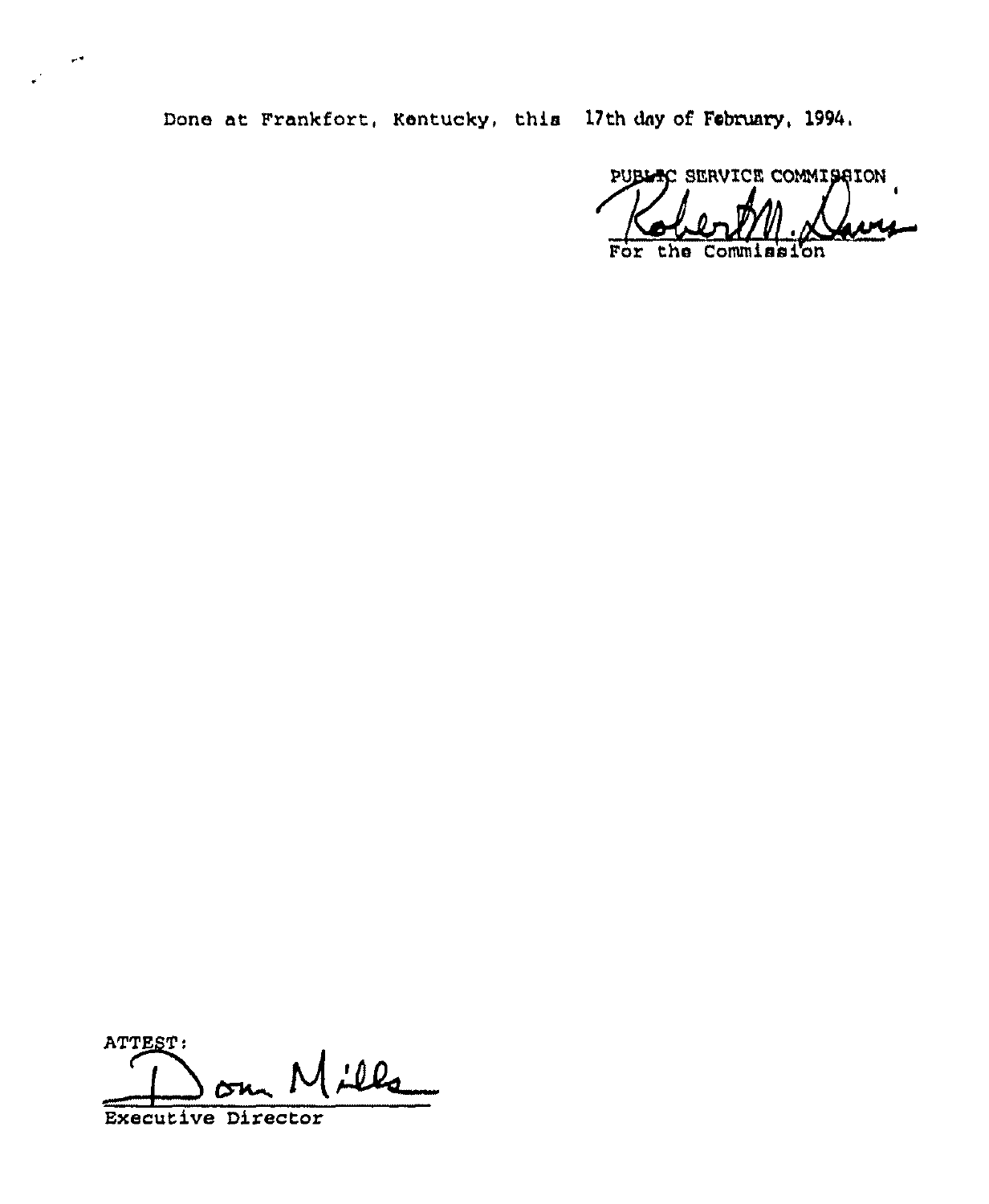Done at Frankfort, Kentucky, this 17th day of February, 1994.

PUBLIC SERVICE COMMISSION

For the Commission

ATTEST:

Executive Director